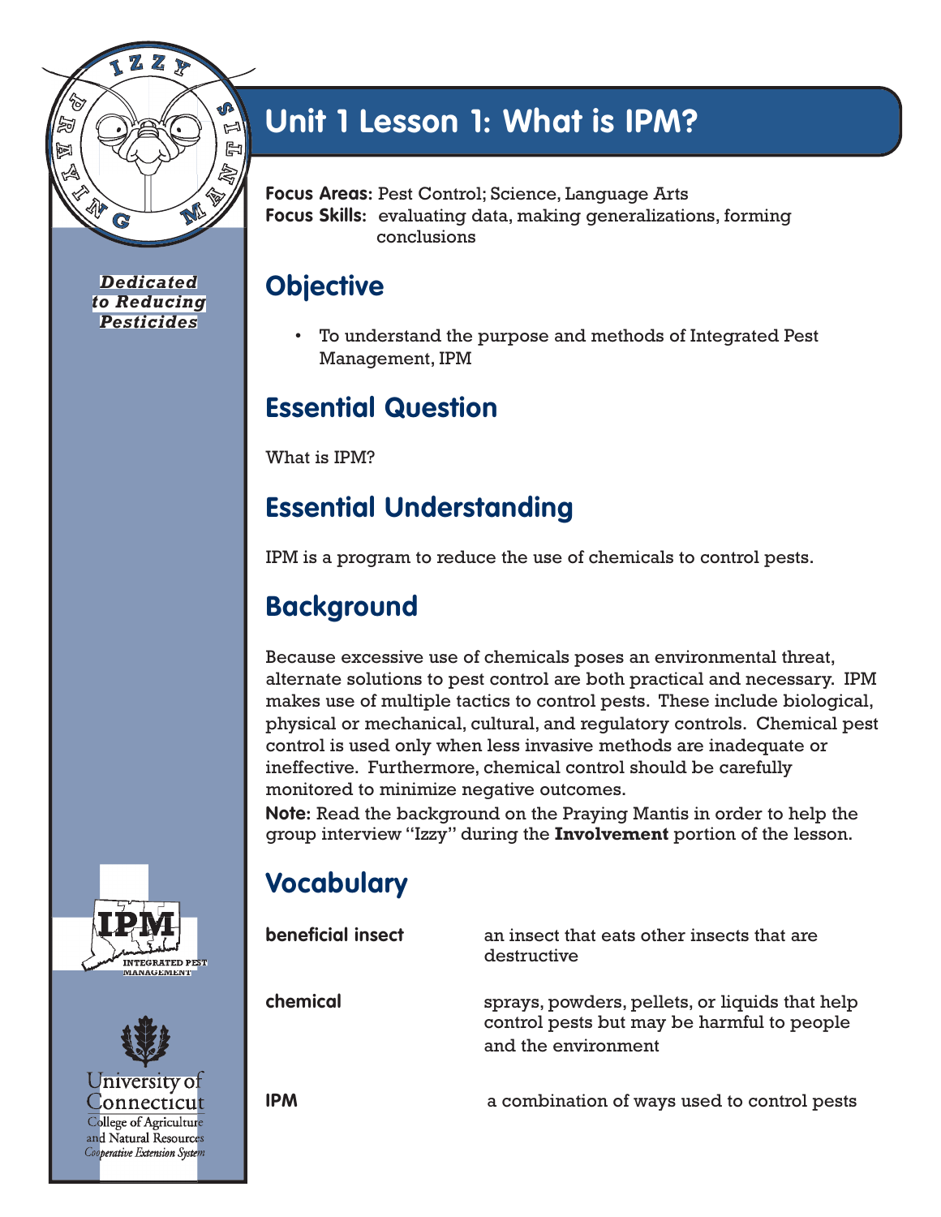Dedicated to Reducing Pesticides

# Unit 1 Lesson 1: What is IPM?

**Focus Areas:** Pest Control; Science, Language Arts
**Focus Skills:** evaluating data, making generalizations, forming conclusions

## Objective

- To understand the purpose and methods of Integrated Pest Management, IPM

## Essential Question

What is IPM?

## Essential Understanding

IPM is a program to reduce the use of chemicals to control pests.

## Background

Because excessive use of chemicals poses an environmental threat, alternate solutions to pest control are both practical and necessary. IPM makes use of multiple tactics to control pests. These include biological, physical or mechanical, cultural, and regulatory controls. Chemical pest control is used only when less invasive methods are inadequate or ineffective. Furthermore, chemical control should be carefully monitored to minimize negative outcomes.

**Note:** Read the background on the Praying Mantis in order to help the group interview "Izzy" during the **Involvement** portion of the lesson.

## Vocabulary

**beneficial insect** — an insect that eats other insects that are destructive

**chemical** — sprays, powders, pellets, or liquids that help control pests but may be harmful to people and the environment

**IPM** — a combination of ways used to control pests

University of Connecticut
College of Agriculture and Natural Resources
*Cooperative Extension System*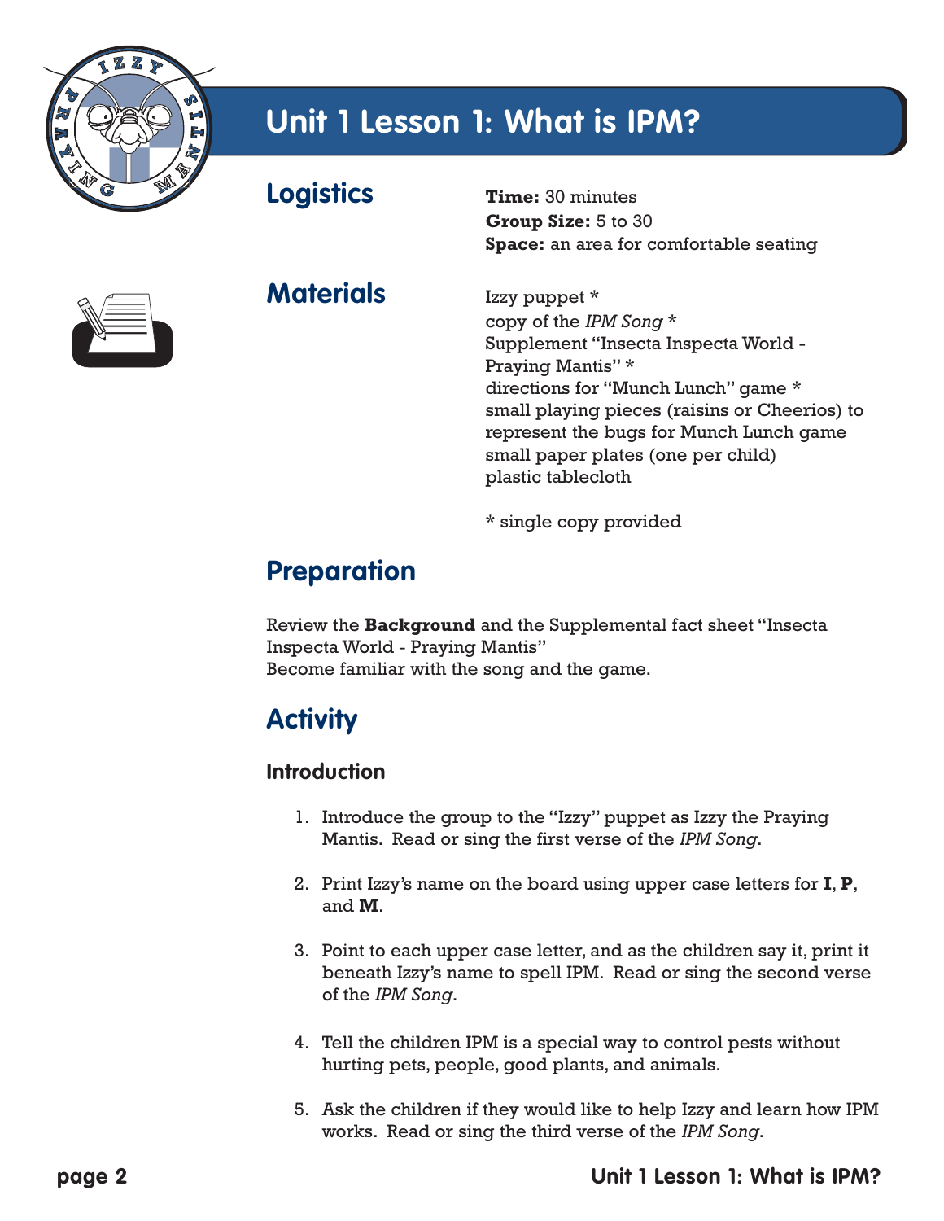# Unit 1 Lesson 1: What is IPM?

## Logistics

**Time:** 30 minutes
**Group Size:** 5 to 30
**Space:** an area for comfortable seating

## Materials

Izzy puppet *
copy of the *IPM Song* *
Supplement "Insecta Inspecta World - Praying Mantis" *
directions for "Munch Lunch" game *
small playing pieces (raisins or Cheerios) to represent the bugs for Munch Lunch game
small paper plates (one per child)
plastic tablecloth

* single copy provided

## Preparation

Review the **Background** and the Supplemental fact sheet "Insecta Inspecta World - Praying Mantis"
Become familiar with the song and the game.

## Activity

### Introduction

1. Introduce the group to the "Izzy" puppet as Izzy the Praying Mantis. Read or sing the first verse of the *IPM Song*.

2. Print Izzy's name on the board using upper case letters for **I**, **P**, and **M**.

3. Point to each upper case letter, and as the children say it, print it beneath Izzy's name to spell IPM. Read or sing the second verse of the *IPM Song*.

4. Tell the children IPM is a special way to control pests without hurting pets, people, good plants, and animals.

5. Ask the children if they would like to help Izzy and learn how IPM works. Read or sing the third verse of the *IPM Song*.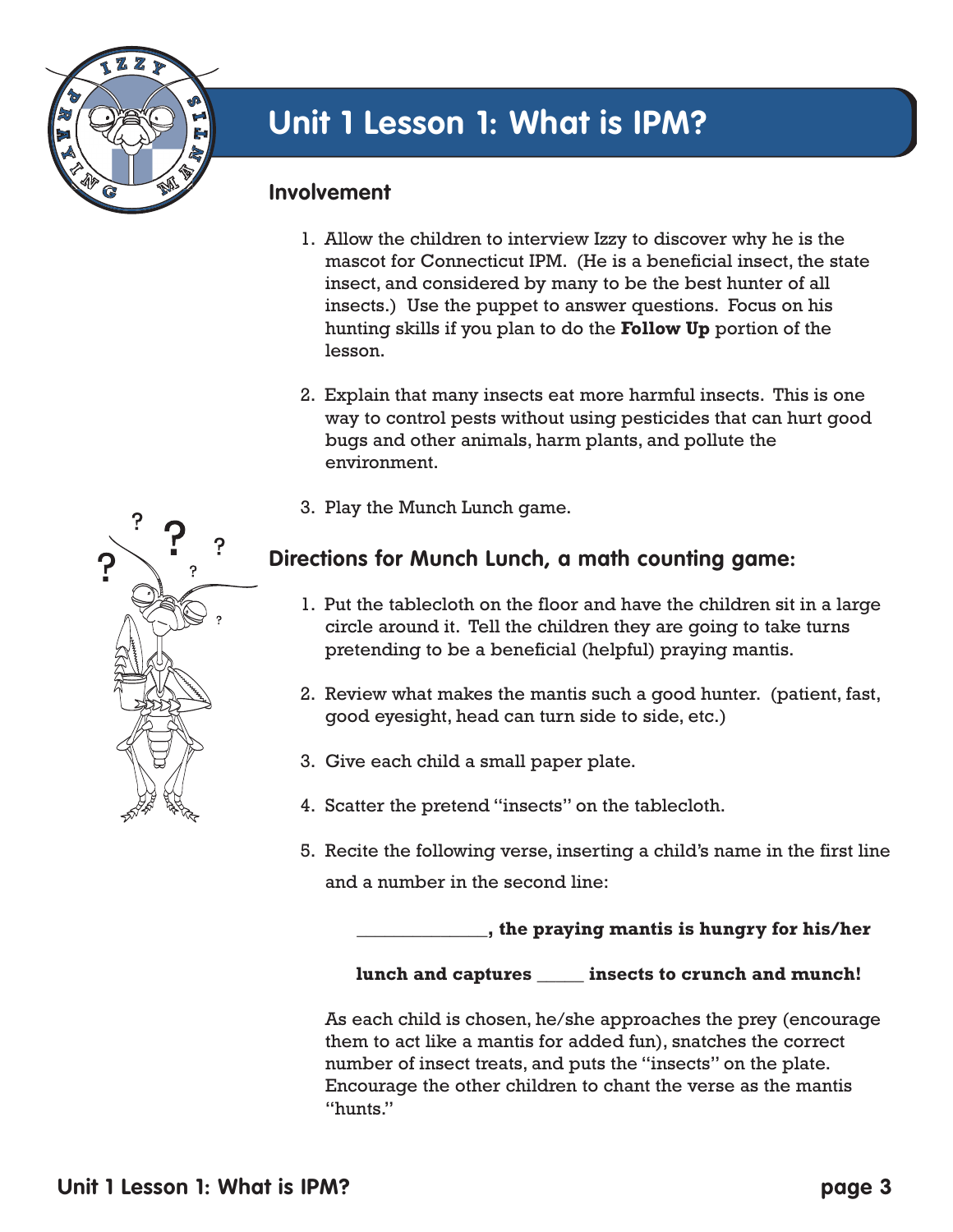# Unit 1 Lesson 1: What is IPM?

## Involvement

1. Allow the children to interview Izzy to discover why he is the mascot for Connecticut IPM. (He is a beneficial insect, the state insect, and considered by many to be the best hunter of all insects.) Use the puppet to answer questions. Focus on his hunting skills if you plan to do the **Follow Up** portion of the lesson.

2. Explain that many insects eat more harmful insects. This is one way to control pests without using pesticides that can hurt good bugs and other animals, harm plants, and pollute the environment.

3. Play the Munch Lunch game.

## Directions for Munch Lunch, a math counting game:

1. Put the tablecloth on the floor and have the children sit in a large circle around it. Tell the children they are going to take turns pretending to be a beneficial (helpful) praying mantis.

2. Review what makes the mantis such a good hunter. (patient, fast, good eyesight, head can turn side to side, etc.)

3. Give each child a small paper plate.

4. Scatter the pretend "insects" on the tablecloth.

5. Recite the following verse, inserting a child's name in the first line and a number in the second line:

   **_____________, the praying mantis is hungry for his/her**

   **lunch and captures _____ insects to crunch and munch!**

   As each child is chosen, he/she approaches the prey (encourage them to act like a mantis for added fun), snatches the correct number of insect treats, and puts the "insects" on the plate. Encourage the other children to chant the verse as the mantis "hunts."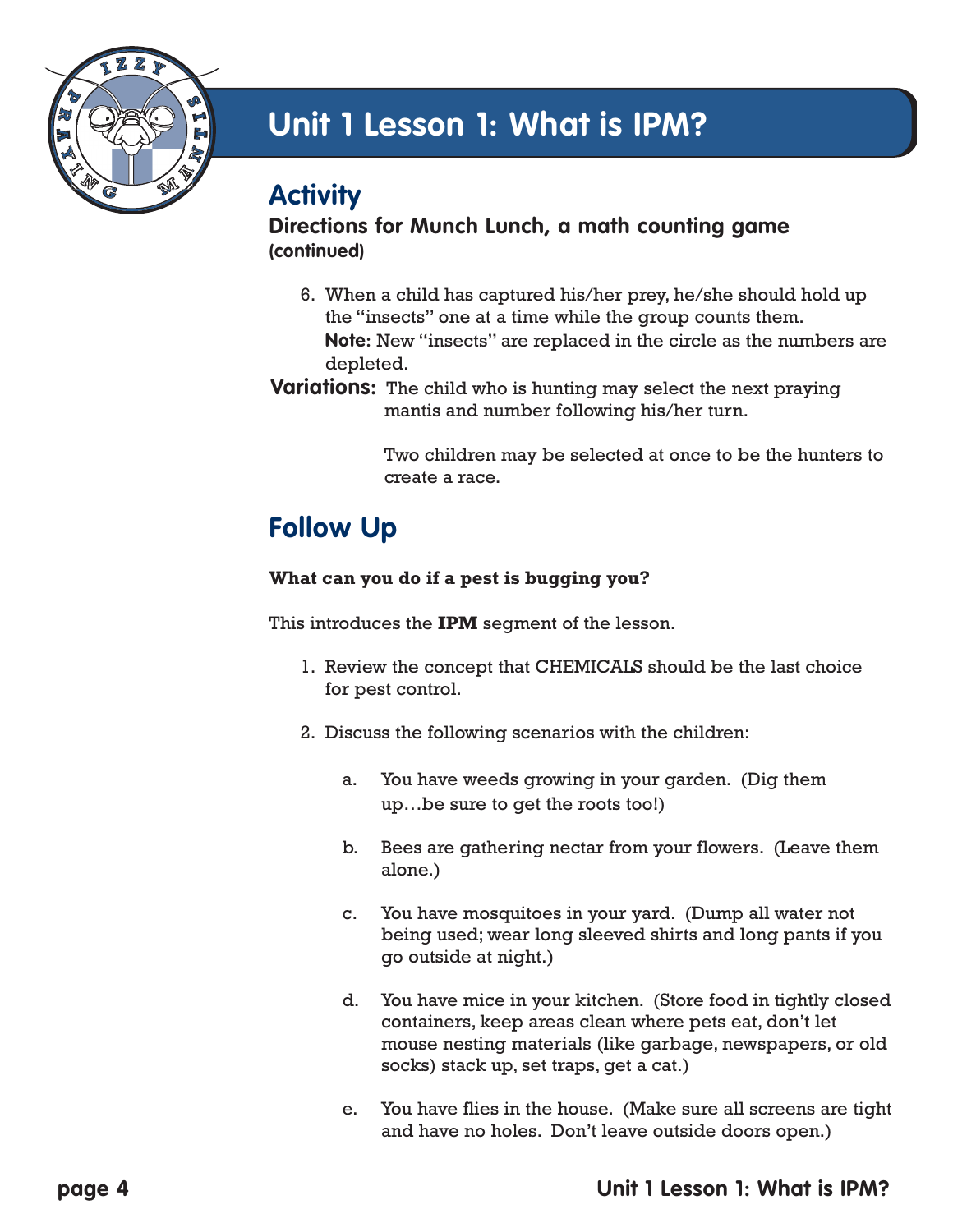# Unit 1 Lesson 1: What is IPM?

## Activity

### Directions for Munch Lunch, a math counting game
**(continued)**

6. When a child has captured his/her prey, he/she should hold up the "insects" one at a time while the group counts them.
   **Note:** New "insects" are replaced in the circle as the numbers are depleted.

**Variations:** The child who is hunting may select the next praying mantis and number following his/her turn.

Two children may be selected at once to be the hunters to create a race.

## Follow Up

**What can you do if a pest is bugging you?**

This introduces the **IPM** segment of the lesson.

1. Review the concept that CHEMICALS should be the last choice for pest control.

2. Discuss the following scenarios with the children:

   a. You have weeds growing in your garden. (Dig them up…be sure to get the roots too!)

   b. Bees are gathering nectar from your flowers. (Leave them alone.)

   c. You have mosquitoes in your yard. (Dump all water not being used; wear long sleeved shirts and long pants if you go outside at night.)

   d. You have mice in your kitchen. (Store food in tightly closed containers, keep areas clean where pets eat, don't let mouse nesting materials (like garbage, newspapers, or old socks) stack up, set traps, get a cat.)

   e. You have flies in the house. (Make sure all screens are tight and have no holes. Don't leave outside doors open.)